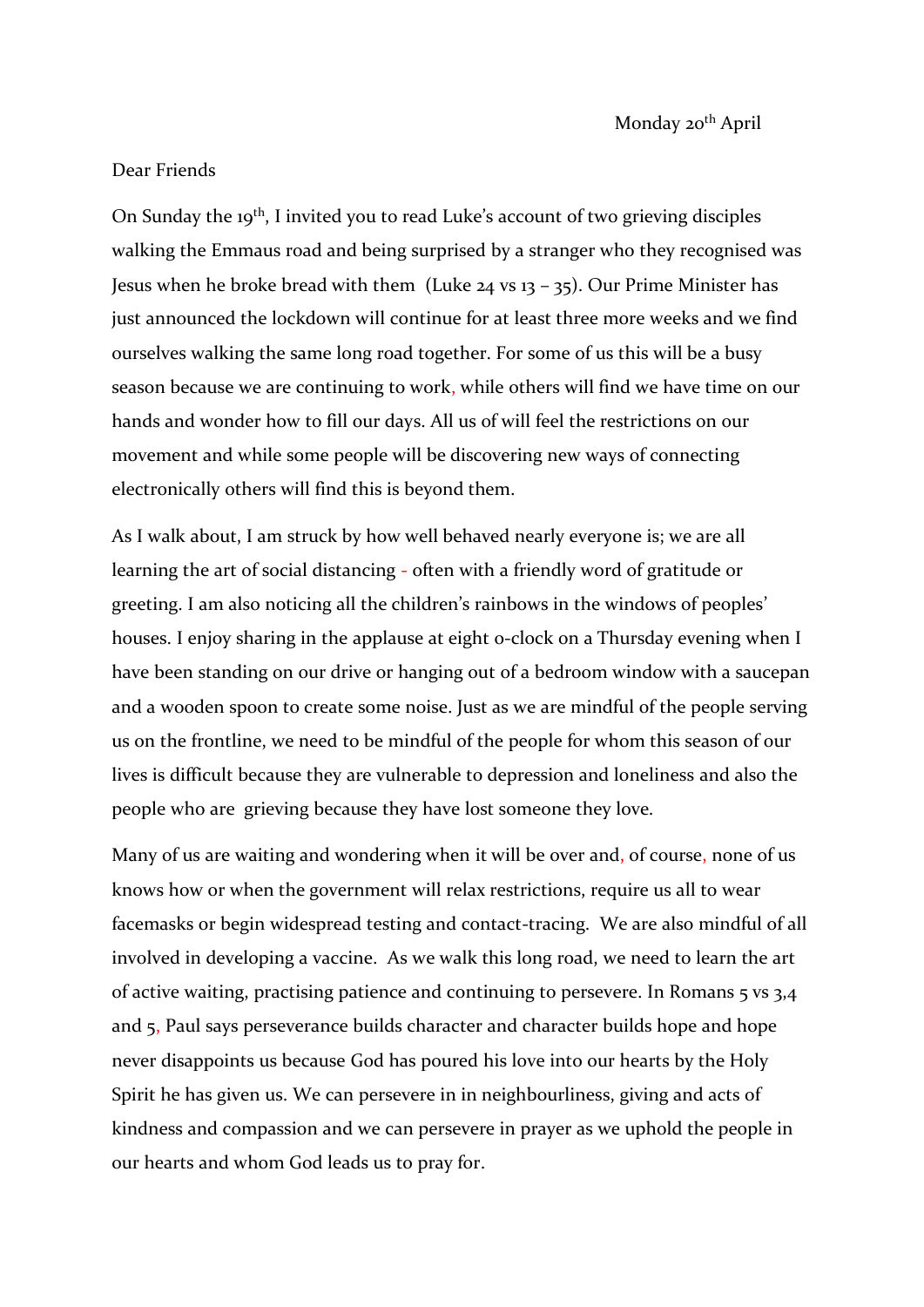Monday 20th April

Dear Friends

On Sunday the 19th, I invited you to read Luke's account of two grieving disciples walking the Emmaus road and being surprised by a stranger who they recognised was Jesus when he broke bread with them (Luke 24 vs 13 – 35). Our Prime Minister has just announced the lockdown will continue for at least three more weeks and we find ourselves walking the same long road together. For some of us this will be a busy season because we are continuing to work, while others will find we have time on our hands and wonder how to fill our days. All us of will feel the restrictions on our movement and while some people will be discovering new ways of connecting electronically others will find this is beyond them.

As I walk about, I am struck by how well behaved nearly everyone is; we are all learning the art of social distancing - often with a friendly word of gratitude or greeting. I am also noticing all the children's rainbows in the windows of peoples' houses. I enjoy sharing in the applause at eight o-clock on a Thursday evening when I have been standing on our drive or hanging out of a bedroom window with a saucepan and a wooden spoon to create some noise. Just as we are mindful of the people serving us on the frontline, we need to be mindful of the people for whom this season of our lives is difficult because they are vulnerable to depression and loneliness and also the people who are grieving because they have lost someone they love.

Many of us are waiting and wondering when it will be over and, of course, none of us knows how or when the government will relax restrictions, require us all to wear facemasks or begin widespread testing and contact-tracing. We are also mindful of all involved in developing a vaccine. As we walk this long road, we need to learn the art of active waiting, practising patience and continuing to persevere. In Romans 5 vs 3,4 and 5, Paul says perseverance builds character and character builds hope and hope never disappoints us because God has poured his love into our hearts by the Holy Spirit he has given us. We can persevere in in neighbourliness, giving and acts of kindness and compassion and we can persevere in prayer as we uphold the people in our hearts and whom God leads us to pray for.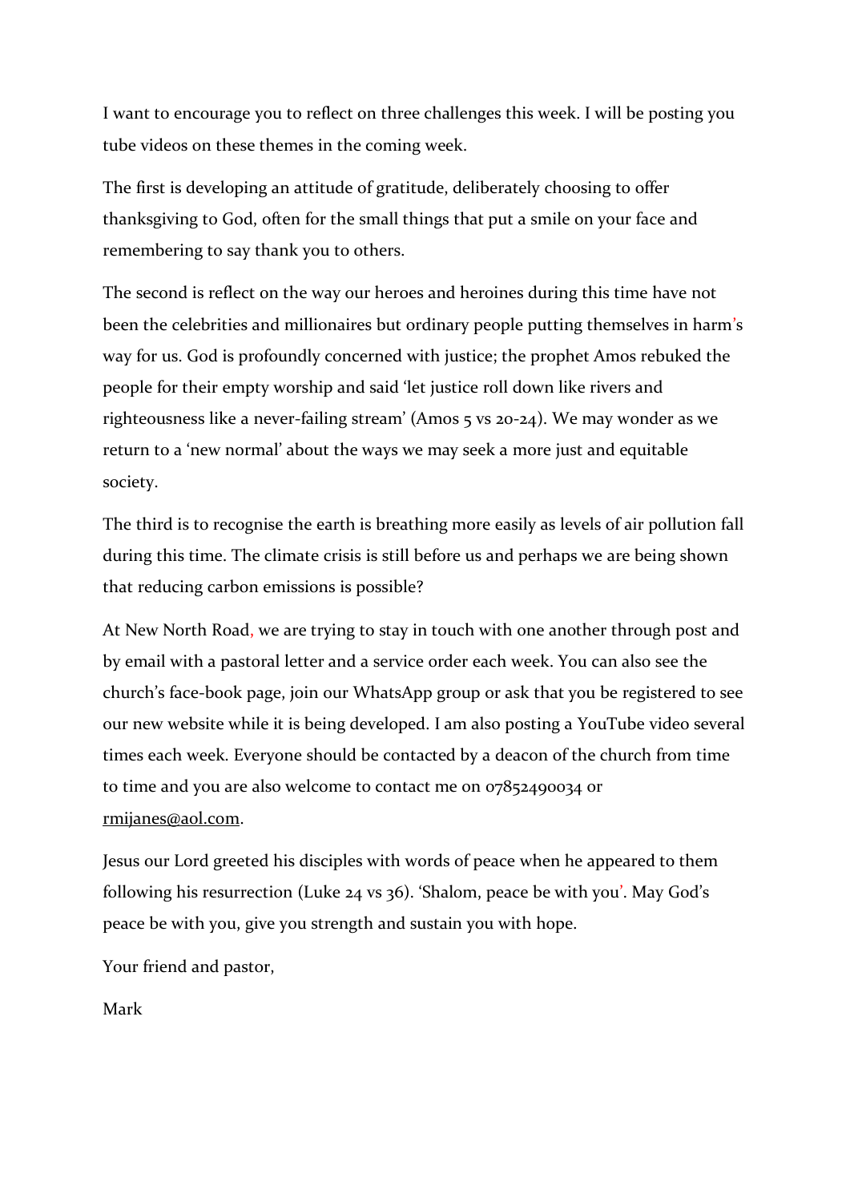I want to encourage you to reflect on three challenges this week. I will be posting you tube videos on these themes in the coming week.

The first is developing an attitude of gratitude, deliberately choosing to offer thanksgiving to God, often for the small things that put a smile on your face and remembering to say thank you to others.

The second is reflect on the way our heroes and heroines during this time have not been the celebrities and millionaires but ordinary people putting themselves in harm's way for us. God is profoundly concerned with justice; the prophet Amos rebuked the people for their empty worship and said 'let justice roll down like rivers and righteousness like a never-failing stream' (Amos 5 vs 20-24). We may wonder as we return to a 'new normal' about the ways we may seek a more just and equitable society.

The third is to recognise the earth is breathing more easily as levels of air pollution fall during this time. The climate crisis is still before us and perhaps we are being shown that reducing carbon emissions is possible?

At New North Road, we are trying to stay in touch with one another through post and by email with a pastoral letter and a service order each week. You can also see the church's face-book page, join our WhatsApp group or ask that you be registered to see our new website while it is being developed. I am also posting a YouTube video several times each week. Everyone should be contacted by a deacon of the church from time to time and you are also welcome to contact me on 07852490034 or rmijanes@aol.com.

Jesus our Lord greeted his disciples with words of peace when he appeared to them following his resurrection (Luke 24 vs 36). 'Shalom, peace be with you'. May God's peace be with you, give you strength and sustain you with hope.

Your friend and pastor,

Mark